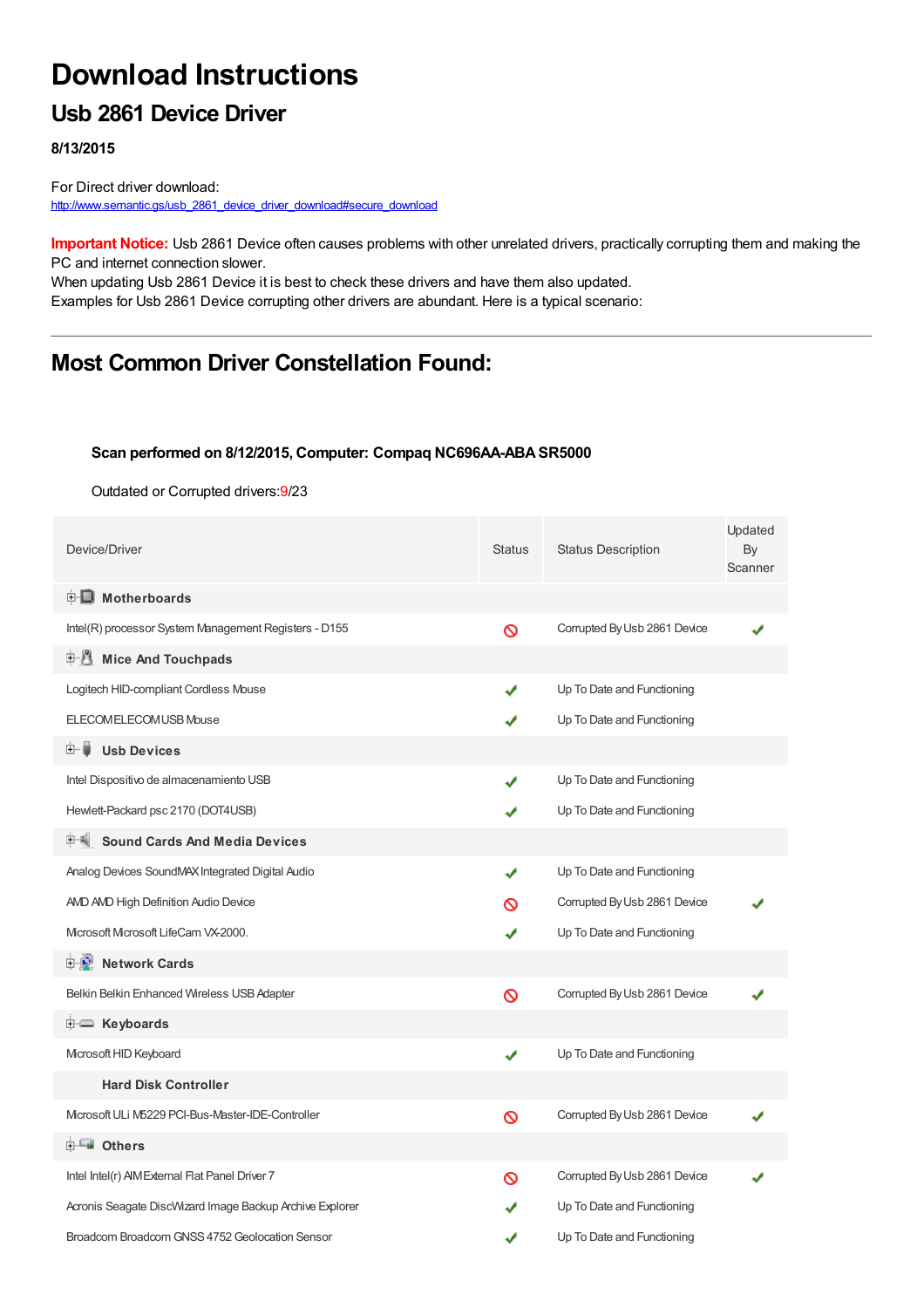# Download Instructions

## Usb 2861 Device Driver

**8/13/2015**

For Direct driver download:
http://www.semantic.gs/usb_2861_device_driver_download#secure_download

**Important Notice:** Usb 2861 Device often causes problems with other unrelated drivers, practically corrupting them and making the PC and internet connection slower.
When updating Usb 2861 Device it is best to check these drivers and have them also updated.
Examples for Usb 2861 Device corrupting other drivers are abundant. Here is a typical scenario:

---

## Most Common Driver Constellation Found:

**Scan performed on 8/12/2015, Computer: Compaq NC696AA-ABA SR5000**

Outdated or Corrupted drivers:9/23

| Device/Driver | Status | Status Description | Updated By Scanner |
|---|---|---|---|
| **Motherboards** | | | |
| Intel(R) processor System Management Registers - D155 | ⊘ | Corrupted By Usb 2861 Device | ✔ |
| **Mice And Touchpads** | | | |
| Logitech HID-compliant Cordless Mouse | ✔ | Up To Date and Functioning | |
| ELECOM ELECOM USB Mouse | ✔ | Up To Date and Functioning | |
| **Usb Devices** | | | |
| Intel Dispositivo de almacenamiento USB | ✔ | Up To Date and Functioning | |
| Hewlett-Packard psc 2170 (DOT4USB) | ✔ | Up To Date and Functioning | |
| **Sound Cards And Media Devices** | | | |
| Analog Devices SoundMAX Integrated Digital Audio | ✔ | Up To Date and Functioning | |
| AMD AMD High Definition Audio Device | ⊘ | Corrupted By Usb 2861 Device | ✔ |
| Microsoft Microsoft LifeCam VX-2000. | ✔ | Up To Date and Functioning | |
| **Network Cards** | | | |
| Belkin Belkin Enhanced Wireless USB Adapter | ⊘ | Corrupted By Usb 2861 Device | ✔ |
| **Keyboards** | | | |
| Microsoft HID Keyboard | ✔ | Up To Date and Functioning | |
| **Hard Disk Controller** | | | |
| Microsoft ULi M5229 PCI-Bus-Master-IDE-Controller | ⊘ | Corrupted By Usb 2861 Device | ✔ |
| **Others** | | | |
| Intel Intel(r) AIM External Flat Panel Driver 7 | ⊘ | Corrupted By Usb 2861 Device | ✔ |
| Acronis Seagate DiscWizard Image Backup Archive Explorer | ✔ | Up To Date and Functioning | |
| Broadcom Broadcom GNSS 4752 Geolocation Sensor | ✔ | Up To Date and Functioning | |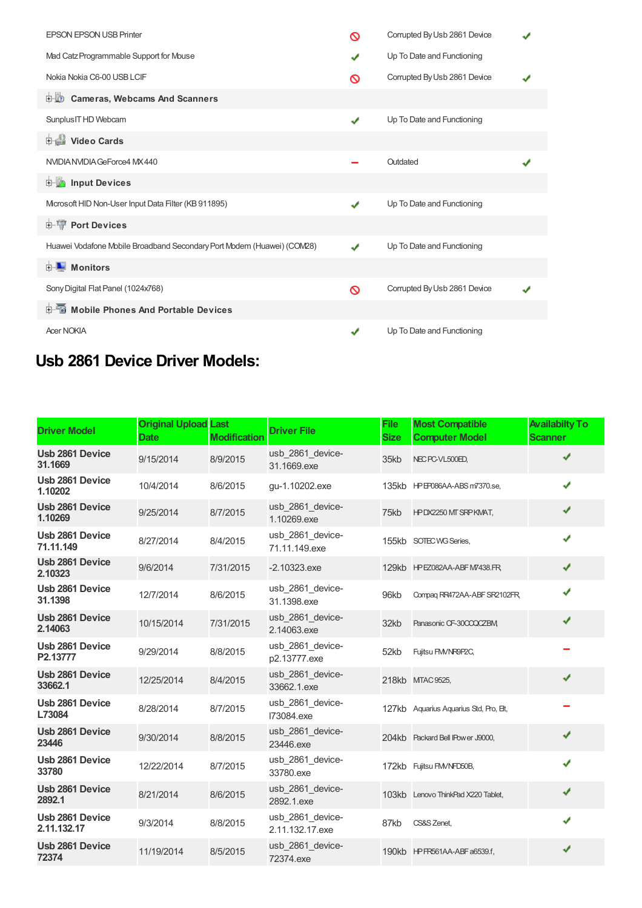| | | | |
|---|---|---|---|
| EPSON EPSON USB Printer | ⊘ | Corrupted By Usb 2861 Device | ✔ |
| Mad Catz Programmable Support for Mouse | ✔ | Up To Date and Functioning | |
| Nokia Nokia C6-00 USB LCIF | ⊘ | Corrupted By Usb 2861 Device | ✔ |
| **Cameras, Webcams And Scanners** | | | |
| SunplusIT HD Webcam | ✔ | Up To Date and Functioning | |
| **Video Cards** | | | |
| NVIDIA NVIDIA GeForce4 MX 440 | – | Outdated | ✔ |
| **Input Devices** | | | |
| Microsoft HID Non-User Input Data Filter (KB 911895) | ✔ | Up To Date and Functioning | |
| **Port Devices** | | | |
| Huawei Vodafone Mobile Broadband Secondary Port Modem (Huawei) (COM28) | ✔ | Up To Date and Functioning | |
| **Monitors** | | | |
| Sony Digital Flat Panel (1024x768) | ⊘ | Corrupted By Usb 2861 Device | ✔ |
| **Mobile Phones And Portable Devices** | | | |
| Acer NOKIA | ✔ | Up To Date and Functioning | |

## Usb 2861 Device Driver Models:

| Driver Model | Original Upload Date | Last Modification | Driver File | File Size | Most Compatible Computer Model | Availabilty To Scanner |
|---|---|---|---|---|---|---|
| Usb 2861 Device 31.1669 | 9/15/2014 | 8/9/2015 | usb_2861_device-31.1669.exe | 35kb | NEC PC-VL500ED, | ✔ |
| Usb 2861 Device 1.10202 | 10/4/2014 | 8/6/2015 | gu-1.10202.exe | 135kb | HP EP086AA-ABS m7370.se, | ✔ |
| Usb 2861 Device 1.10269 | 9/25/2014 | 8/7/2015 | usb_2861_device-1.10269.exe | 75kb | HP DX2250 MT SRP KMAT, | ✔ |
| Usb 2861 Device 71.11.149 | 8/27/2014 | 8/4/2015 | usb_2861_device-71.11.149.exe | 155kb | SOTEC WG Series, | ✔ |
| Usb 2861 Device 2.10323 | 9/6/2014 | 7/31/2015 | -2.10323.exe | 129kb | HP EZ082AA-ABF M7438.FR, | ✔ |
| Usb 2861 Device 31.1398 | 12/7/2014 | 8/6/2015 | usb_2861_device-31.1398.exe | 96kb | Compaq RR472AA-ABF SR2102FR, | ✔ |
| Usb 2861 Device 2.14063 | 10/15/2014 | 7/31/2015 | usb_2861_device-2.14063.exe | 32kb | Panasonic CF-30CCQCZBM, | ✔ |
| Usb 2861 Device P2.13777 | 9/29/2014 | 8/8/2015 | usb_2861_device-p2.13777.exe | 52kb | Fujitsu FMVNR9P2C, | – |
| Usb 2861 Device 33662.1 | 12/25/2014 | 8/4/2015 | usb_2861_device-33662.1.exe | 218kb | MTAC 9525, | ✔ |
| Usb 2861 Device L73084 | 8/28/2014 | 8/7/2015 | usb_2861_device-l73084.exe | 127kb | Aquarius Aquarius Std, Pro, Elt, | – |
| Usb 2861 Device 23446 | 9/30/2014 | 8/8/2015 | usb_2861_device-23446.exe | 204kb | Packard Bell IPower J9000, | ✔ |
| Usb 2861 Device 33780 | 12/22/2014 | 8/7/2015 | usb_2861_device-33780.exe | 172kb | Fujitsu FMVNFD50B, | ✔ |
| Usb 2861 Device 2892.1 | 8/21/2014 | 8/6/2015 | usb_2861_device-2892.1.exe | 103kb | Lenovo ThinkPad X220 Tablet, | ✔ |
| Usb 2861 Device 2.11.132.17 | 9/3/2014 | 8/8/2015 | usb_2861_device-2.11.132.17.exe | 87kb | CS&S Zenet, | ✔ |
| Usb 2861 Device 72374 | 11/19/2014 | 8/5/2015 | usb_2861_device-72374.exe | 190kb | HP FR561AA-ABF a6539.f, | ✔ |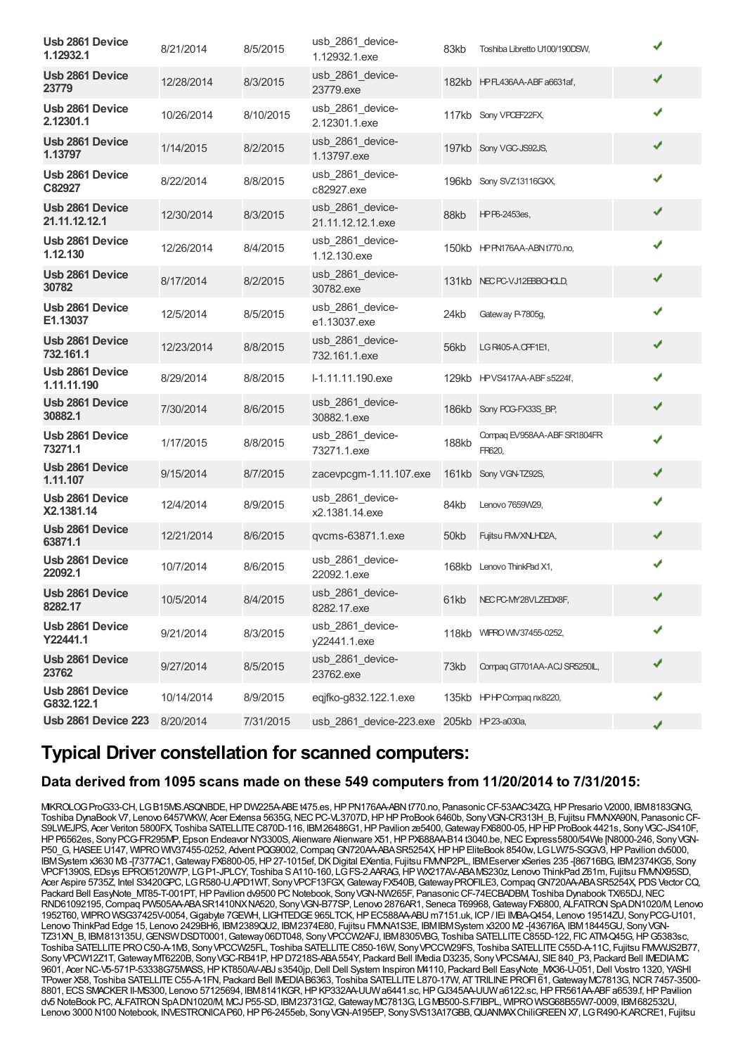| | | | | | | |
|---|---|---|---|---|---|---|
| **Usb 2861 Device 1.12932.1** | 8/21/2014 | 8/5/2015 | usb_2861_device-1.12932.1.exe | 83kb | Toshiba Libretto U100/190DSW, | ✔ |
| **Usb 2861 Device 23779** | 12/28/2014 | 8/3/2015 | usb_2861_device-23779.exe | 182kb | HP FL436AA-ABF a6631af, | ✔ |
| **Usb 2861 Device 2.12301.1** | 10/26/2014 | 8/10/2015 | usb_2861_device-2.12301.1.exe | 117kb | Sony VPCEF22FX, | ✔ |
| **Usb 2861 Device 1.13797** | 1/14/2015 | 8/2/2015 | usb_2861_device-1.13797.exe | 197kb | Sony VGC-JS92JS, | ✔ |
| **Usb 2861 Device C82927** | 8/22/2014 | 8/8/2015 | usb_2861_device-c82927.exe | 196kb | Sony SVZ13116GXX, | ✔ |
| **Usb 2861 Device 21.11.12.12.1** | 12/30/2014 | 8/3/2015 | usb_2861_device-21.11.12.12.1.exe | 88kb | HP P6-2453es, | ✔ |
| **Usb 2861 Device 1.12.130** | 12/26/2014 | 8/4/2015 | usb_2861_device-1.12.130.exe | 150kb | HP PN176AA-ABN t770.no, | ✔ |
| **Usb 2861 Device 30782** | 8/17/2014 | 8/2/2015 | usb_2861_device-30782.exe | 131kb | NEC PC-VJ12EBBCHOLD, | ✔ |
| **Usb 2861 Device E1.13037** | 12/5/2014 | 8/5/2015 | usb_2861_device-e1.13037.exe | 24kb | Gateway P-7805g, | ✔ |
| **Usb 2861 Device 732.161.1** | 12/23/2014 | 8/8/2015 | usb_2861_device-732.161.1.exe | 56kb | LG R405-A.CPF1E1, | ✔ |
| **Usb 2861 Device 1.11.11.190** | 8/29/2014 | 8/8/2015 | l-1.11.11.190.exe | 129kb | HP VS417AA-ABF s5224f, | ✔ |
| **Usb 2861 Device 30882.1** | 7/30/2014 | 8/6/2015 | usb_2861_device-30882.1.exe | 186kb | Sony PCG-FX33S_BP, | ✔ |
| **Usb 2861 Device 73271.1** | 1/17/2015 | 8/8/2015 | usb_2861_device-73271.1.exe | 188kb | Compaq EV958AA-ABF SR1804FR FR620, | ✔ |
| **Usb 2861 Device 1.11.107** | 9/15/2014 | 8/7/2015 | zacevpcgm-1.11.107.exe | 161kb | Sony VGN-TZ92S, | ✔ |
| **Usb 2861 Device X2.1381.14** | 12/4/2014 | 8/9/2015 | usb_2861_device-x2.1381.14.exe | 84kb | Lenovo 7659W29, | ✔ |
| **Usb 2861 Device 63871.1** | 12/21/2014 | 8/6/2015 | qvcms-63871.1.exe | 50kb | Fujitsu FMVXNLHD2A, | ✔ |
| **Usb 2861 Device 22092.1** | 10/7/2014 | 8/6/2015 | usb_2861_device-22092.1.exe | 168kb | Lenovo ThinkPad X1, | ✔ |
| **Usb 2861 Device 8282.17** | 10/5/2014 | 8/4/2015 | usb_2861_device-8282.17.exe | 61kb | NEC PC-MY28VLZEDX8F, | ✔ |
| **Usb 2861 Device Y22441.1** | 9/21/2014 | 8/3/2015 | usb_2861_device-y22441.1.exe | 118kb | WIPRO WIV37455-0252, | ✔ |
| **Usb 2861 Device 23762** | 9/27/2014 | 8/5/2015 | usb_2861_device-23762.exe | 73kb | Compaq GT701AA-ACJ SR5250IL, | ✔ |
| **Usb 2861 Device G832.122.1** | 10/14/2014 | 8/9/2015 | eqjfko-g832.122.1.exe | 135kb | HP HP Compaq nx8220, | ✔ |
| **Usb 2861 Device 223** | 8/20/2014 | 7/31/2015 | usb_2861_device-223.exe | 205kb | HP 23-a030a, | ✔ |

## Typical Driver constellation for scanned computers:

### Data derived from 1095 scans made on these 549 computers from 11/20/2014 to 7/31/2015:

MIKROLOG ProG33-CH, LG B15MS.ASQNBDE, HP DW225A-ABE t475.es, HP PN176AA-ABN t770.no, Panasonic CF-53AAC34ZG, HP Presario V2000, IBM 8183GNG, Toshiba DynaBook V7, Lenovo 6457WKW, Acer Extensa 5635G, NEC PC-VL3707D, HP HP ProBook 6460b, Sony VGN-CR313H_B, Fujitsu FMVNXA90N, Panasonic CF-S9LWEJPS, Acer Veriton 5800FX, Toshiba SATELLITE C870D-116, IBM 26486G1, HP Pavilion ze5400, Gateway FX6800-05, HP HP ProBook 4421s, Sony VGC-JS410F, HP P6562es, Sony PCG-FR295MP, Epson Endeavor NY3300S, Alienware Alienware X51, HP PX688AA-B14 t3040.be, NEC Express5800/54We [N8000-246, Sony VGN-P50_G, HASEE U147, WIPRO WIV37455-0252, Advent PQG9002, Compaq GN720AA-ABA SR5254X, HP HP EliteBook 8540w, LG LW75-SGGV3, HP Pavilion dv5000, IBM System x3630 M3 -[7377AC1, Gateway FX6800-05, HP 27-1015ef, DK Digital EXentia, Fujitsu FMVNP2PL, IBM Eserver xSeries 235 -[86716BG, IBM 2374KG5, Sony VPCF1390S, EDsys EPROI5120W7P, LG P1-JPLCY, Toshiba S A110-160, LG FS-2.AARAG, HP WX217AV-ABA MS230z, Lenovo ThinkPad Z61m, Fujitsu FMVNX95SD, Acer Aspire 5735Z, Intel S3420GPC, LG R580-U.APD1WT, Sony VPCF13FGX, Gateway FX540B, Gateway PROFILE3, Compaq GN720AA-ABA SR5254X, PDS Vector CQ, Packard Bell EasyNote_MT85-T-001PT, HP Pavilion dv9500 PC Notebook, Sony VGN-NW265F, Panasonic CF-74ECBADBM, Toshiba Dynabook TX/65DJ, NEC RND61092195, Compaq PW505AA-ABA SR1410NX NA520, Sony VGN-B77SP, Lenovo 2876AR1, Seneca T69968, Gateway FX6800, ALFATRON SpA DN1020/M, Lenovo 1952T60, WIPRO WSG37425V-0054, Gigabyte 7GEWH, LIGHTEDGE 965LTCK, HP EC588AA-ABU m7151.uk, ICP / IEi IMBA-Q454, Lenovo 19514ZU, Sony PCG-U101, Lenovo ThinkPad Edge 15, Lenovo 2429BH6, IBM 2389QU2, IBM 2374E80, Fujitsu FMVNA1S3E, IBM IBM System x3200 M2 -[4367I6A, IBM 18445GU, Sony VGN-TZ31XN_B, IBM 813135U, GENSW DSDT0001, Gateway 06DT048, Sony VPCCW2AFJ, IBM 8305WBG, Toshiba SATELLITE C855D-122, FIC ATM-Q45G, HP G5383sc, Toshiba SATELLITE PRO C50-A-1M3, Sony VPCCW25FL, Toshiba SATELLITE C850-16W, Sony VPCCW29FS, Toshiba SATELLITE C55D-A-11C, Fujitsu FMVWJS2B77, Sony VPCW12Z1T, Gateway MT6220B, Sony VGC-RB41P, HP D7218S-ABA 554Y, Packard Bell IMedia D3235, Sony VPCSA4AJ, SIE 840_P3, Packard Bell IMEDIA MC 9601, Acer NC-V5-571P-53338G75MASS, HP KT850AV-ABJ s3540jp, Dell Dell System Inspiron M4110, Packard Bell EasyNote_MX36-U-051, Dell Vostro 1320, YASHI TPower X58, Toshiba SATELLITE C55-A-1FN, Packard Bell IMEDIA B6363, Toshiba SATELLITE L870-17W, AT TRILINE PROFI 61, Gateway MC7813G, NCR 7457-3500-8801, ECS SMACKER II-MS300, Lenovo 57125694, IBM 8141KGR, HP KP332AA-UUW a6441.sc, HP GJ345AA-UUW a6122.sc, HP FR561AA-ABF a6539.f, HP Pavilion dv5 NoteBook PC, ALFATRON SpA DN1020/M, MCJ P55-SD, IBM 23731G2, Gateway MC7813G, LG MB500-S.F7IBPL, WIPRO WSG68B55W7-0009, IBM 682532U, Lenovo 3000 N100 Notebook, INVESTRONICA P60, HP P6-2455eb, Sony VGN-A195EP, Sony SVS13A17GBB, QUANMAX ChiliGREEN X7, LG R490-K.ARCRE1, Fujitsu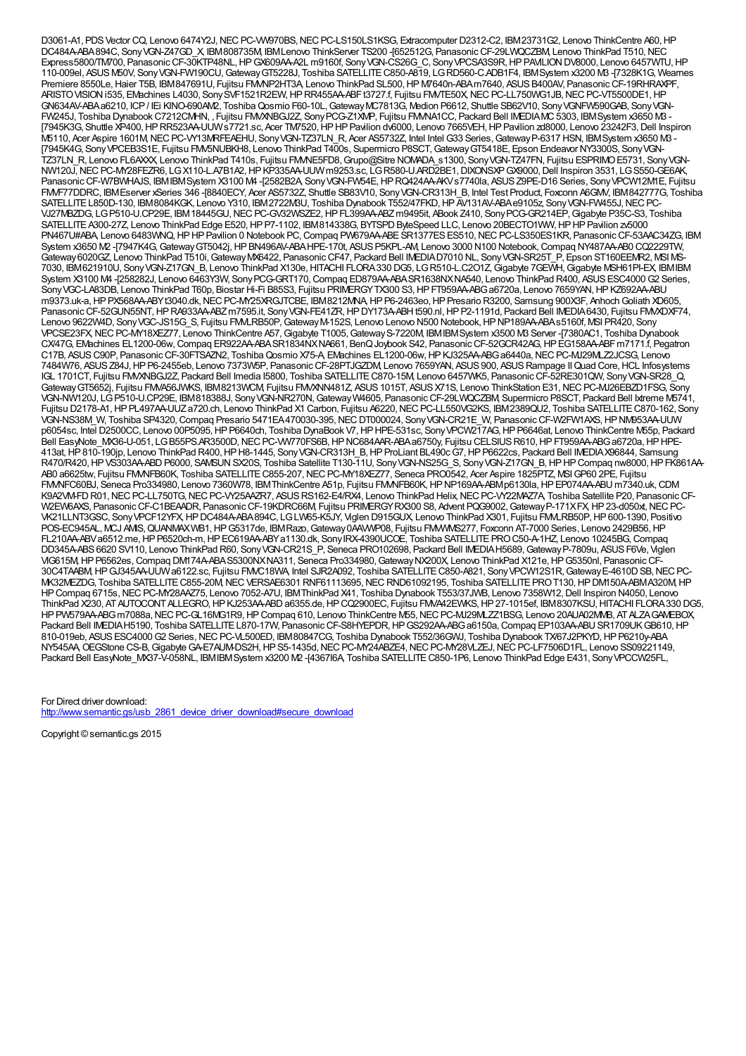D3061-A1, PDS Vector CQ, Lenovo 6474Y2J, NEC PC-VW970BS, NEC PC-LS150LS1KSG, Extracomputer D2312-C2, IBM23731G2, Lenovo ThinkCentre A60, HP DC484A-ABA 894C, Sony VGN-Z47GD_X, IBM 808735M, IBM Lenovo ThinkServer TS200 -[652512G, Panasonic CF-29LWQCZBM, Lenovo ThinkPad T510, NEC Express5800/TM700, Panasonic CF-30KTP48NL, HP GX609AA-A2L m9160f, Sony VGN-CS26G_C, Sony VPCSA3S9R, HP PAVILION DV8000, Lenovo 6457WTU, HP 110-009el, ASUS M50V, Sony VGN-FW190CU, Gateway GT5228J, Toshiba SATELLITE C850-A819, LG RD560-C.ADB1F4, IBM System x3200 M3 -[7328K1G, Wearnes Premiere 8550Le, Haier T5B, IBM 847691U, Fujitsu FMVNP2HT3A, Lenovo ThinkPad SL500, HP M7640n-ABA m7640, ASUS B400AV, Panasonic CF-19RHRAXPF, ARISTO VISION i535, EMachines L4030, Sony SVF1521R2EW, HP RR455AA-ABF t3727.f, Fujitsu FMVTE50X, NEC PC-LL750WG1JB, NEC PC-VT5500DE1, HP GN634AV-ABA a6210, ICP / IEi KINO-690AM2, Toshiba Qosmio F60-10L, Gateway MC7813G, Medion P6612, Shuttle SB62V10, Sony VGNFW590GAB, Sony VGN-FW245J, Toshiba Dynabook C7212CMHN, , Fujitsu FMVXNBGJ2Z, Sony PCG-Z1XMP, Fujitsu FMVNA1CC, Packard Bell IMEDIA MC 5303, IBM System x3650 M3 -[7945K3G, Shuttle XP400, HP RR523AA-UUW s7721.sc, Acer TM7520, HP HP Pavilion dv6000, Lenovo 7665VEH, HP Pavilion zd8000, Lenovo 23242F3, Dell Inspiron M5110, Acer Aspire 1601M, NEC PC-VY13MRFEAEHU, Sony VGN-TZ37LN_R, Acer AS5732Z, Intel Intel G33 Series, Gateway P-6317 HSN, IBM System x3650 M3 -[7945K4G, Sony VPCEB3S1E, Fujitsu FMV5NUBKH8, Lenovo ThinkPad T400s, Supermicro P8SCT, Gateway GT5418E, Epson Endeavor NY3300S, Sony VGN-TZ37LN_R, Lenovo FL6AXXX, Lenovo ThinkPad T410s, Fujitsu FMVNE5FD8, Grupo@Sitre NOMADA_s1300, Sony VGN-TZ47FN, Fujitsu ESPRIMO E5731, Sony VGN-NW120J, NEC PC-MY28FEZR6, LG X110-L.A7B1A2, HP KP335AA-UUW m9253.sc, LG R580-U.ARD2BE1, DIXONSXP GX9000, Dell Inspiron 3531, LG S550-GE6AK, Panasonic CF-W7BWHAJS, IBM IBM System X3100 M4 -[2582B2A, Sony VGN-FW54E, HP RQ424AA-AKV s7740la, ASUS Z9PE-D16 Series, Sony VPCW12M1E, Fujitsu FMVF77DDRC, IBM Eserver xSeries 346 -[8840ECY, Acer AS5732Z, Shuttle SB83V10, Sony VGN-CR313H_B, Intel Test Product, Foxconn A6GMV, IBM 842777G, Toshiba SATELLITE L850D-130, IBM 8084KGK, Lenovo Y310, IBM 2722M3U, Toshiba Dynabook T552/47FKD, HP AV131AV-ABA e9105z, Sony VGN-FW455J, NEC PC-VJ27MBZDG, LG P510-U.CP29E, IBM 18445GU, NEC PC-GV32WSZE2, HP FL399AA-ABZ m9495it, ABook Z410, Sony PCG-GR214EP, Gigabyte P35C-S3, Toshiba SATELLITE A300-27Z, Lenovo ThinkPad Edge E520, HP P7-1102, IBM 814338G, BYTSPD ByteSpeed LLC, Lenovo 20BECTO1WW, HP HP Pavilion zv5000 PN467U#ABA, Lenovo 6483WNQ, HP HP Pavilion 0 Notebook PC, Compaq PW679AA-ABE SR1377ES ES510, NEC PC-LS350ES1KR, Panasonic CF-53AAC34ZG, IBM System x3650 M2 -[7947K4G, Gateway GT5042j, HP BN496AV-ABA HPE-170t, ASUS P5KPL-AM, Lenovo 3000 N100 Notebook, Compaq NY487AA-AB0 CQ2229TW, Gateway 6020GZ, Lenovo ThinkPad T510i, Gateway MX6422, Panasonic CF47, Packard Bell IMEDIA D7010 NL, Sony VGN-SR25T_P, Epson ST160EEMR2, MSI MS-7030, IBM 621910U, Sony VGN-Z17GN_B, Lenovo ThinkPad X130e, HITACHI FLORA 330 DG5, LG R510-L.C2O1Z, Gigabyte 7GEWH, Gigabyte MSH61PI-EX, IBM IBM System X3100 M4 -[258282J, Lenovo 6463Y3W, Sony PCG-GRT170, Compaq ED879AA-ABA SR1638NX NA540, Lenovo ThinkPad R400, ASUS ESC4000 G2 Series, Sony VGC-LA83DB, Lenovo ThinkPad T60p, Biostar Hi-Fi B85S3, Fujitsu PRIMERGY TX300 S3, HP FT959AA-ABG a6720a, Lenovo 7659YAN, HP KZ692AA-ABU m9373.uk-a, HP PX568AA-ABY t3040.dk, NEC PC-MY25XRGJTCBE, IBM 8212MNA, HP P6-2463eo, HP Presario R3200, Samsung 900X3F, Anhoch Goliath XD605, Panasonic CF-52GUN55NT, HP RA933AA-ABZ m7595.it, Sony VGN-FE41ZR, HP DY173A-ABH t590.nl, HP P2-1191d, Packard Bell IMEDIA 6430, Fujitsu FMVXDXF74, Lenovo 9622W4D, Sony VGC-JS15G_S, Fujitsu FMVLRB50P, Gateway M-152S, Lenovo N500 Notebook, HP NP189AA-ABA s5160f, MSI PR420, Sony VPCSE23FX, NEC PC-MY18XEZ77, Lenovo ThinkCentre A57, Gigabyte T1005, Gateway S-7220M, IBM IBM System x3500 M3 Server -[7380AC1, Toshiba Dynabook CX/47G, EMachines EL1200-06w, Compaq ER922AA-ABA SR1834NX NA661, BenQ Joybook S42, Panasonic CF-52GCR42AG, HP EG158AA-ABF m7171.f, Pegatron C17B, ASUS C90P, Panasonic CF-30FTSAZN2, Toshiba Qosmio X75-A, EMachines EL1200-06w, HP KJ325AA-ABG a6440a, NEC PC-MJ29MLZ2JCSG, Lenovo 7484W76, ASUS Z84J, HP P6-2455eb, Lenovo 7373W5P, Panasonic CF-28PTJGZDM, Lenovo 7659YAN, ASUS 900, ASUS Rampage II Quad Core, HCL Infosystems IGL 1701CT, Fujitsu FMVXNBGJ2Z, Packard Bell Imedia I5800, Toshiba SATELLITE C870-15M, Lenovo 6457WK5, Panasonic CF-52RE301QW, Sony VGN-SR28_Q, Gateway GT5652j, Fujitsu FMVA56JWKS, IBM 8213WCM, Fujitsu FMVXNN481Z, ASUS 1015T, ASUS X71S, Lenovo ThinkStation E31, NEC PC-MJ26EBZD1FSG, Sony VGN-NW120J, LG P510-U.CP29E, IBM 818388J, Sony VGN-NR270N, Gateway W4605, Panasonic CF-29LWQCZBM, Supermicro P8SCT, Packard Bell Ixtreme M5741, Fujitsu D2178-A1, HP PL497AA-UUZ a720.ch, Lenovo ThinkPad X1 Carbon, Fujitsu A6220, NEC PC-LL550VG2KS, IBM 2389QU2, Toshiba SATELLITE C870-162, Sony VGN-NS38M_W, Toshiba SP4320, Compaq Presario 5471EA 470030-395, NEC DT000024, Sony VGN-CR21E_W, Panasonic CF-W2FW1AXS, HP NM953AA-UUW p6054sc, Intel D2500CC, Lenovo 00P5095, HP P6640ch, Toshiba DynaBook V7, HP HPE-531sc, Sony VPCW217AG, HP P6646at, Lenovo ThinkCentre M55p, Packard Bell EasyNote_MX36-U-051, LG B55PS.AR3500D, NEC PC-VW770FS6B, HP NC684AAR-ABA a6750y, Fujitsu CELSIUS R610, HP FT959AA-ABG a6720a, HP HPE-413at, HP 810-190jp, Lenovo ThinkPad R400, HP H8-1445, Sony VGN-CR313H_B, HP ProLiant BL490c G7, HP P6622cs, Packard Bell IMEDIA X96844, Samsung R470/R420, HP VS303AA-ABD P6000, SAMSUN SX20S, Toshiba Satellite T130-11U, Sony VGN-NS25G_S, Sony VGN-Z17GN_B, HP HP Compaq nw8000, HP FK861AA-AB0 a6625tw, Fujitsu FMVNFB60K, Toshiba SATELLITE C855-207, NEC PC-MY18XEZ77, Seneca PRO0542, Acer Aspire 1825PTZ, MSI GP60 2PE, Fujitsu FMVNFC60BJ, Seneca Pro334980, Lenovo 7360W78, IBM ThinkCentre A51p, Fujitsu FMVNFB60K, HP NP169AA-ABM p6130la, HP EP074AA-ABU m7340.uk, CDM K9A2VM-FD R01, NEC PC-LL750TG, NEC PC-VY25AAZR7, ASUS RS162-E4/RX4, Lenovo ThinkPad Helix, NEC PC-VY22MAZ7A, Toshiba Satellite P20, Panasonic CF-W2EW6AXS, Panasonic CF-C1BEAADR, Panasonic CF-19KDRC66M, Fujitsu PRIMERGY RX300 S8, Advent PQG9002, Gateway P-171X FX, HP 23-d050xt, NEC PC-VK21LLNT3GSC, Sony VPCF12YFX, HP DC484A-ABA 894C, LG LW65-K5JY, Viglen D915GUX, Lenovo ThinkPad X301, Fujitsu FMVLRB50P, HP 600-1390, Positivo POS-EC945AL, MCJ AMIS, QUANMAX WB1, HP G5317de, IBM Razo, Gateway 0AAWVP08, Fujitsu FMVWMS277, Foxconn AT-7000 Series, Lenovo 2429B56, HP FL210AA-ABV a6512.me, HP P6520ch-m, HP EC619AA-ABY a1130.dk, Sony IRX-4390UCOE, Toshiba SATELLITE PRO C50-A-1HZ, Lenovo 10245BG, Compaq DD345A-ABS 6620 SV110, Lenovo ThinkPad R60, Sony VGN-CR21S_P, Seneca PRO102698, Packard Bell IMEDIA H5689, Gateway P-7809u, ASUS F6Ve, Viglen VIG615M, HP P6562es, Compaq DM174A-ABA S5300NX NA311, Seneca Pro334980, Gateway NX200X, Lenovo ThinkPad X121e, HP G5350nl, Panasonic CF-30C4TAABM, HP GJ345AA-UUW a6122.sc, Fujitsu FMVC18WA, Intel SJR2A092, Toshiba SATELLITE C850-A821, Sony VPCW12S1R, Gateway E-4610D SB, NEC PC-MK32MEZDG, Toshiba SATELLITE C855-20M, NEC VERSAE6301 RNF61113695, NEC RND61092195, Toshiba SATELLITE PRO T130, HP DM150A-ABM A320M, HP HP Compaq 6715s, NEC PC-MY28AAZ75, Lenovo 7052-A7U, IBM ThinkPad X41, Toshiba Dynabook T553/37JWB, Lenovo 7358W12, Dell Inspiron N4050, Lenovo ThinkPad X230, AT AUTOCONT ALLEGRO, HP KJ253AA-ABD a6355.de, HP CQ2900EC, Fujitsu FMVA42EWKS, HP 27-1015ef, IBM 8307KSU, HITACHI FLORA 330 DG5, HP PW579AA-ABG m7088a, NEC PC-GL16MG1R9, HP Compaq 610, Lenovo ThinkCentre M55, NEC PC-MJ29MLZZ1BSG, Lenovo 20AUA02MMB, AT ALZA GAMEBOX, Packard Bell IMEDIA H5190, Toshiba SATELLITE L870-17W, Panasonic CF-S8HYEPDR, HP GS292AA-ABG a6150a, Compaq EP103AA-ABU SR1709UK GB610, HP 810-019eb, ASUS ESC4000 G2 Series, NEC PC-VL500ED, IBM 80847CG, Toshiba Dynabook T552/36GWJ, Toshiba Dynabook TX/67J2PKYD, HP P6210y-ABA NY545AA, OEGStone CS-B, Gigabyte GA-E7AUM-DS2H, HP S5-1435d, NEC PC-MY24ABZE4, NEC PC-MY28VLZEJ, NEC PC-LF7506D1FL, Lenovo SS09221149, Packard Bell EasyNote_MX37-V-058NL, IBM IBM System x3200 M2 -[4367I6A, Toshiba SATELLITE C850-1P6, Lenovo ThinkPad Edge E431, Sony VPCCW25FL,

For Direct driver download:
[http://www.semantic.gs/usb_2861_device_driver_download#secure_download](http://www.semantic.gs/usb_2861_device_driver_download#secure_download)

Copyright © semantic.gs 2015